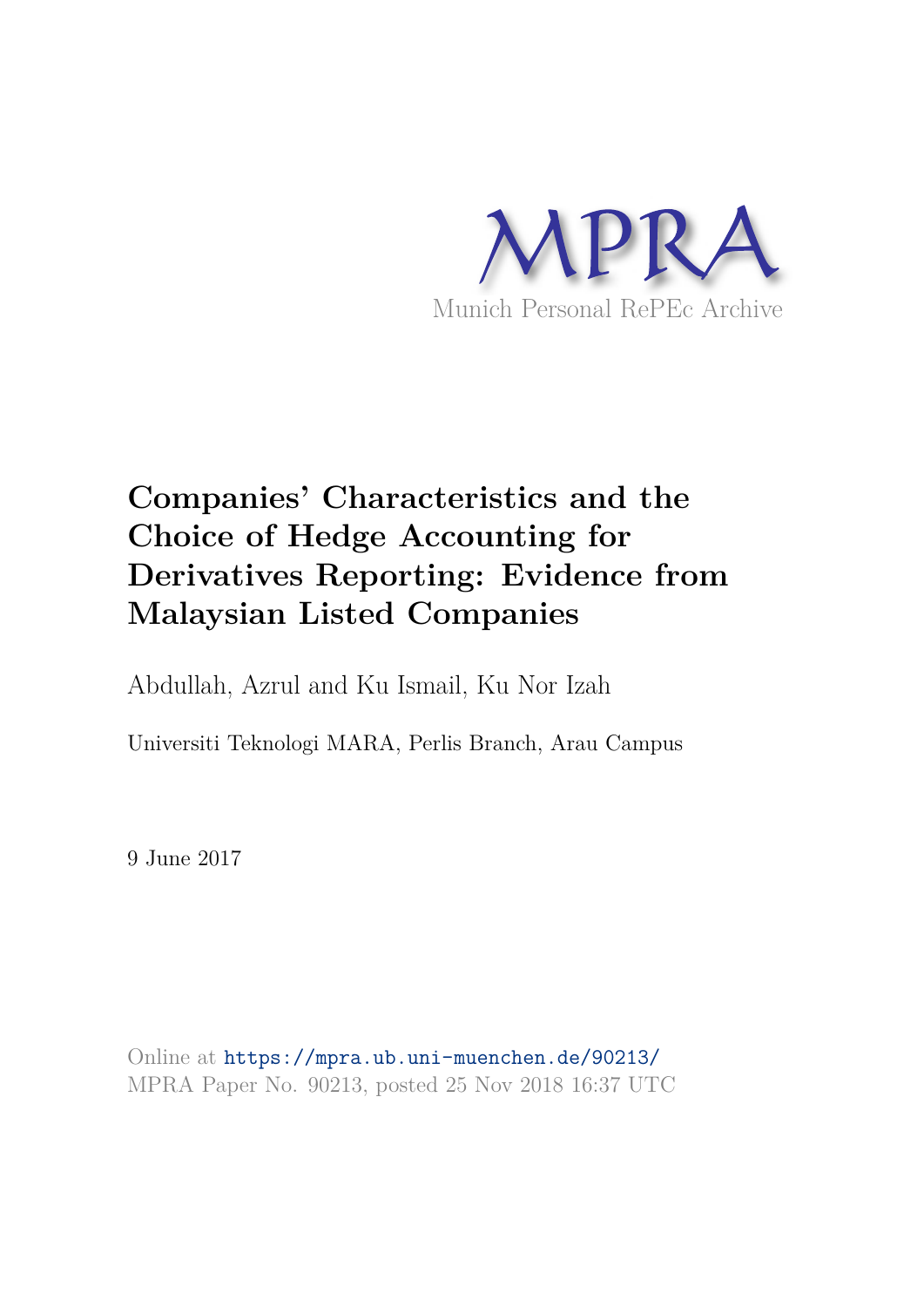MPRA

Munich Personal RePEc Archive

# Companies' Characteristics and the Choice of Hedge Accounting for Derivatives Reporting: Evidence from Malaysian Listed Companies

Abdullah, Azrul and Ku Ismail, Ku Nor Izah

Universiti Teknologi MARA, Perlis Branch, Arau Campus

9 June 2017

Online at https://mpra.ub.uni-muenchen.de/90213/
MPRA Paper No. 90213, posted 25 Nov 2018 16:37 UTC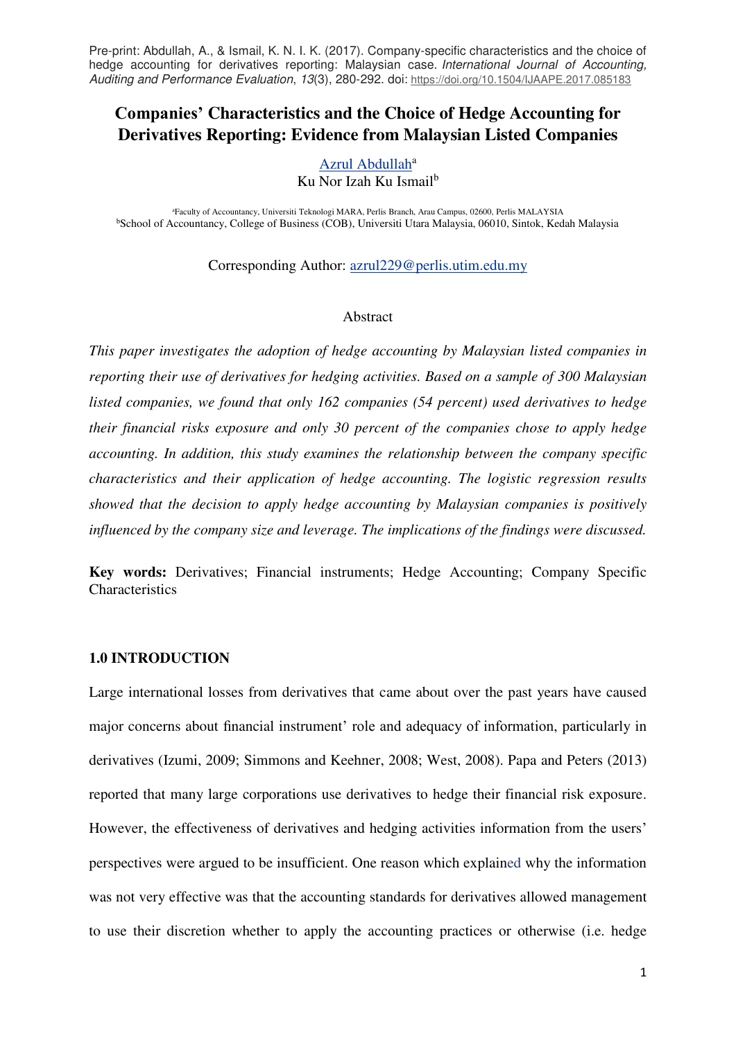Pre-print: Abdullah, A., & Ismail, K. N. I. K. (2017). Company-specific characteristics and the choice of hedge accounting for derivatives reporting: Malaysian case. *International Journal of Accounting, Auditing and Performance Evaluation*, *13*(3), 280-292. doi: https://doi.org/10.1504/IJAAPE.2017.085183

# Companies' Characteristics and the Choice of Hedge Accounting for Derivatives Reporting: Evidence from Malaysian Listed Companies

Azrul Abdullah[a]
Ku Nor Izah Ku Ismail[b]

[a]Faculty of Accountancy, Universiti Teknologi MARA, Perlis Branch, Arau Campus, 02600, Perlis MALAYSIA
[b]School of Accountancy, College of Business (COB), Universiti Utara Malaysia, 06010, Sintok, Kedah Malaysia

Corresponding Author: azrul229@perlis.utim.edu.my

## Abstract

*This paper investigates the adoption of hedge accounting by Malaysian listed companies in reporting their use of derivatives for hedging activities. Based on a sample of 300 Malaysian listed companies, we found that only 162 companies (54 percent) used derivatives to hedge their financial risks exposure and only 30 percent of the companies chose to apply hedge accounting. In addition, this study examines the relationship between the company specific characteristics and their application of hedge accounting. The logistic regression results showed that the decision to apply hedge accounting by Malaysian companies is positively influenced by the company size and leverage. The implications of the findings were discussed.*

**Key words:** Derivatives; Financial instruments; Hedge Accounting; Company Specific Characteristics

## 1.0 INTRODUCTION

Large international losses from derivatives that came about over the past years have caused major concerns about financial instrument' role and adequacy of information, particularly in derivatives (Izumi, 2009; Simmons and Keehner, 2008; West, 2008). Papa and Peters (2013) reported that many large corporations use derivatives to hedge their financial risk exposure. However, the effectiveness of derivatives and hedging activities information from the users' perspectives were argued to be insufficient. One reason which explained why the information was not very effective was that the accounting standards for derivatives allowed management to use their discretion whether to apply the accounting practices or otherwise (i.e. hedge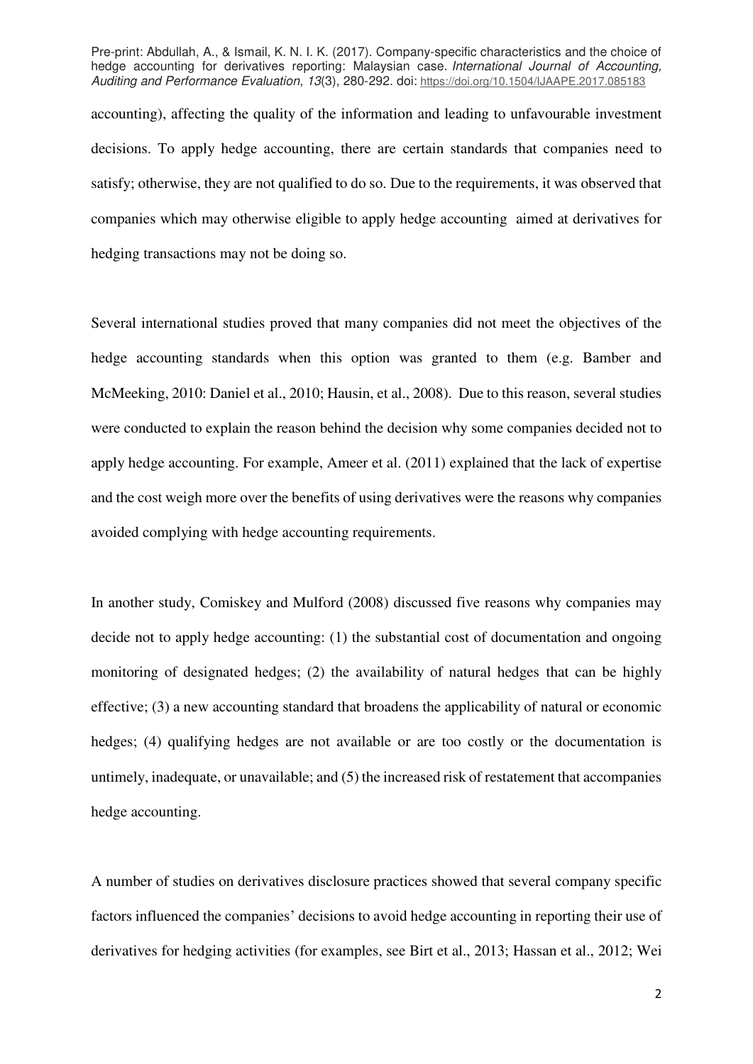accounting), affecting the quality of the information and leading to unfavourable investment decisions. To apply hedge accounting, there are certain standards that companies need to satisfy; otherwise, they are not qualified to do so. Due to the requirements, it was observed that companies which may otherwise eligible to apply hedge accounting aimed at derivatives for hedging transactions may not be doing so.

Several international studies proved that many companies did not meet the objectives of the hedge accounting standards when this option was granted to them (e.g. Bamber and McMeeking, 2010: Daniel et al., 2010; Hausin, et al., 2008). Due to this reason, several studies were conducted to explain the reason behind the decision why some companies decided not to apply hedge accounting. For example, Ameer et al. (2011) explained that the lack of expertise and the cost weigh more over the benefits of using derivatives were the reasons why companies avoided complying with hedge accounting requirements.

In another study, Comiskey and Mulford (2008) discussed five reasons why companies may decide not to apply hedge accounting: (1) the substantial cost of documentation and ongoing monitoring of designated hedges; (2) the availability of natural hedges that can be highly effective; (3) a new accounting standard that broadens the applicability of natural or economic hedges; (4) qualifying hedges are not available or are too costly or the documentation is untimely, inadequate, or unavailable; and (5) the increased risk of restatement that accompanies hedge accounting.

A number of studies on derivatives disclosure practices showed that several company specific factors influenced the companies' decisions to avoid hedge accounting in reporting their use of derivatives for hedging activities (for examples, see Birt et al., 2013; Hassan et al., 2012; Wei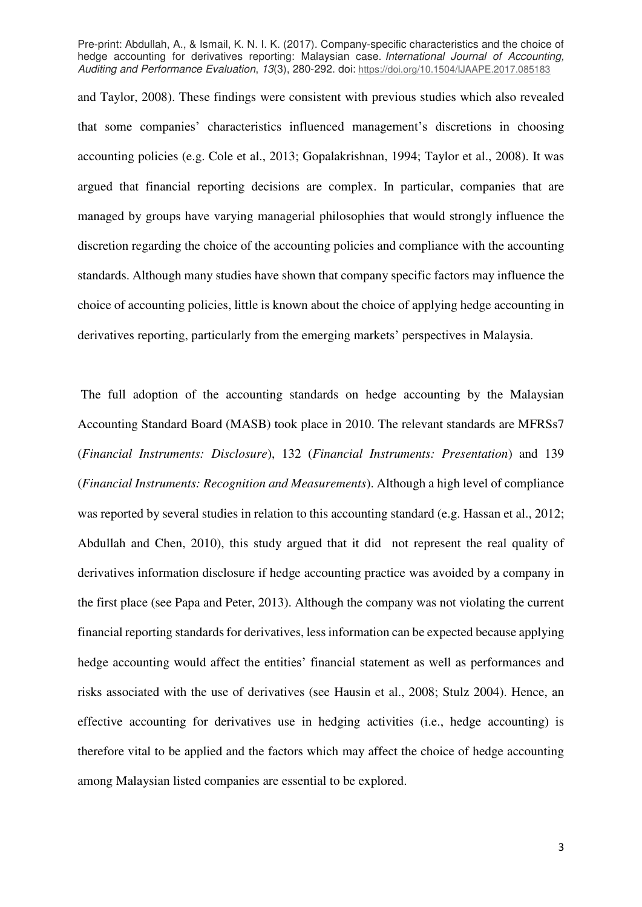and Taylor, 2008). These findings were consistent with previous studies which also revealed that some companies' characteristics influenced management's discretions in choosing accounting policies (e.g. Cole et al., 2013; Gopalakrishnan, 1994; Taylor et al., 2008). It was argued that financial reporting decisions are complex. In particular, companies that are managed by groups have varying managerial philosophies that would strongly influence the discretion regarding the choice of the accounting policies and compliance with the accounting standards. Although many studies have shown that company specific factors may influence the choice of accounting policies, little is known about the choice of applying hedge accounting in derivatives reporting, particularly from the emerging markets' perspectives in Malaysia.

The full adoption of the accounting standards on hedge accounting by the Malaysian Accounting Standard Board (MASB) took place in 2010. The relevant standards are MFRSs7 (*Financial Instruments: Disclosure*), 132 (*Financial Instruments: Presentation*) and 139 (*Financial Instruments: Recognition and Measurements*). Although a high level of compliance was reported by several studies in relation to this accounting standard (e.g. Hassan et al., 2012; Abdullah and Chen, 2010), this study argued that it did not represent the real quality of derivatives information disclosure if hedge accounting practice was avoided by a company in the first place (see Papa and Peter, 2013). Although the company was not violating the current financial reporting standards for derivatives, less information can be expected because applying hedge accounting would affect the entities' financial statement as well as performances and risks associated with the use of derivatives (see Hausin et al., 2008; Stulz 2004). Hence, an effective accounting for derivatives use in hedging activities (i.e., hedge accounting) is therefore vital to be applied and the factors which may affect the choice of hedge accounting among Malaysian listed companies are essential to be explored.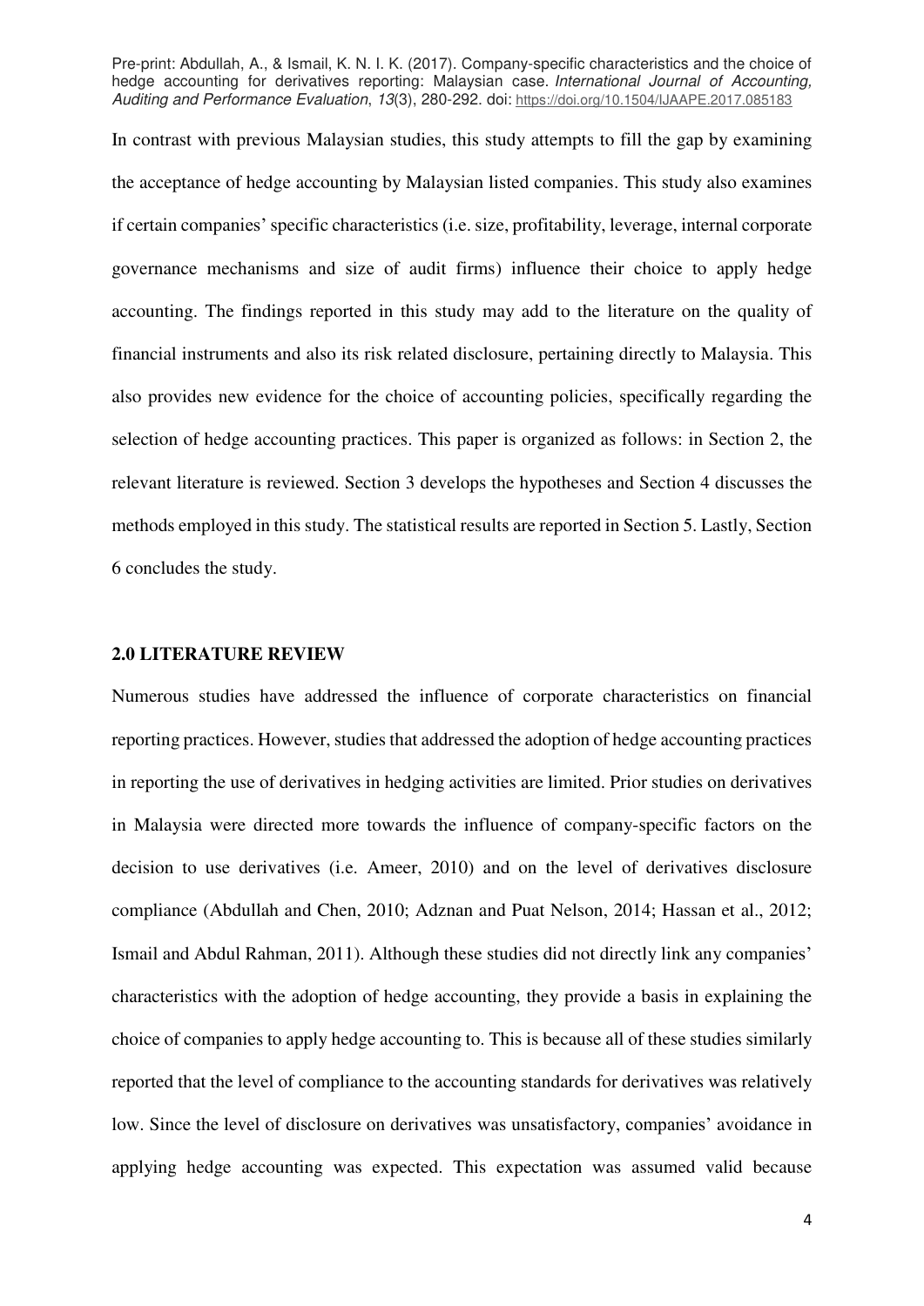In contrast with previous Malaysian studies, this study attempts to fill the gap by examining the acceptance of hedge accounting by Malaysian listed companies. This study also examines if certain companies' specific characteristics (i.e. size, profitability, leverage, internal corporate governance mechanisms and size of audit firms) influence their choice to apply hedge accounting. The findings reported in this study may add to the literature on the quality of financial instruments and also its risk related disclosure, pertaining directly to Malaysia. This also provides new evidence for the choice of accounting policies, specifically regarding the selection of hedge accounting practices. This paper is organized as follows: in Section 2, the relevant literature is reviewed. Section 3 develops the hypotheses and Section 4 discusses the methods employed in this study. The statistical results are reported in Section 5. Lastly, Section 6 concludes the study.

## 2.0 LITERATURE REVIEW

Numerous studies have addressed the influence of corporate characteristics on financial reporting practices. However, studies that addressed the adoption of hedge accounting practices in reporting the use of derivatives in hedging activities are limited. Prior studies on derivatives in Malaysia were directed more towards the influence of company-specific factors on the decision to use derivatives (i.e. Ameer, 2010) and on the level of derivatives disclosure compliance (Abdullah and Chen, 2010; Adznan and Puat Nelson, 2014; Hassan et al., 2012; Ismail and Abdul Rahman, 2011). Although these studies did not directly link any companies' characteristics with the adoption of hedge accounting, they provide a basis in explaining the choice of companies to apply hedge accounting to. This is because all of these studies similarly reported that the level of compliance to the accounting standards for derivatives was relatively low. Since the level of disclosure on derivatives was unsatisfactory, companies' avoidance in applying hedge accounting was expected. This expectation was assumed valid because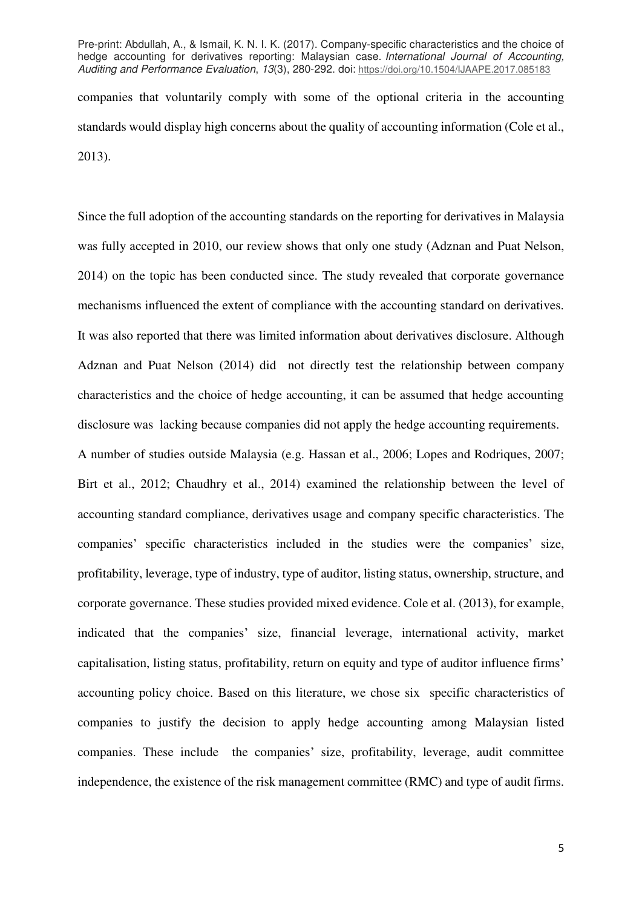companies that voluntarily comply with some of the optional criteria in the accounting standards would display high concerns about the quality of accounting information (Cole et al., 2013).

Since the full adoption of the accounting standards on the reporting for derivatives in Malaysia was fully accepted in 2010, our review shows that only one study (Adznan and Puat Nelson, 2014) on the topic has been conducted since. The study revealed that corporate governance mechanisms influenced the extent of compliance with the accounting standard on derivatives. It was also reported that there was limited information about derivatives disclosure. Although Adznan and Puat Nelson (2014) did not directly test the relationship between company characteristics and the choice of hedge accounting, it can be assumed that hedge accounting disclosure was lacking because companies did not apply the hedge accounting requirements.

A number of studies outside Malaysia (e.g. Hassan et al., 2006; Lopes and Rodriques, 2007; Birt et al., 2012; Chaudhry et al., 2014) examined the relationship between the level of accounting standard compliance, derivatives usage and company specific characteristics. The companies' specific characteristics included in the studies were the companies' size, profitability, leverage, type of industry, type of auditor, listing status, ownership, structure, and corporate governance. These studies provided mixed evidence. Cole et al. (2013), for example, indicated that the companies' size, financial leverage, international activity, market capitalisation, listing status, profitability, return on equity and type of auditor influence firms' accounting policy choice. Based on this literature, we chose six specific characteristics of companies to justify the decision to apply hedge accounting among Malaysian listed companies. These include the companies' size, profitability, leverage, audit committee independence, the existence of the risk management committee (RMC) and type of audit firms.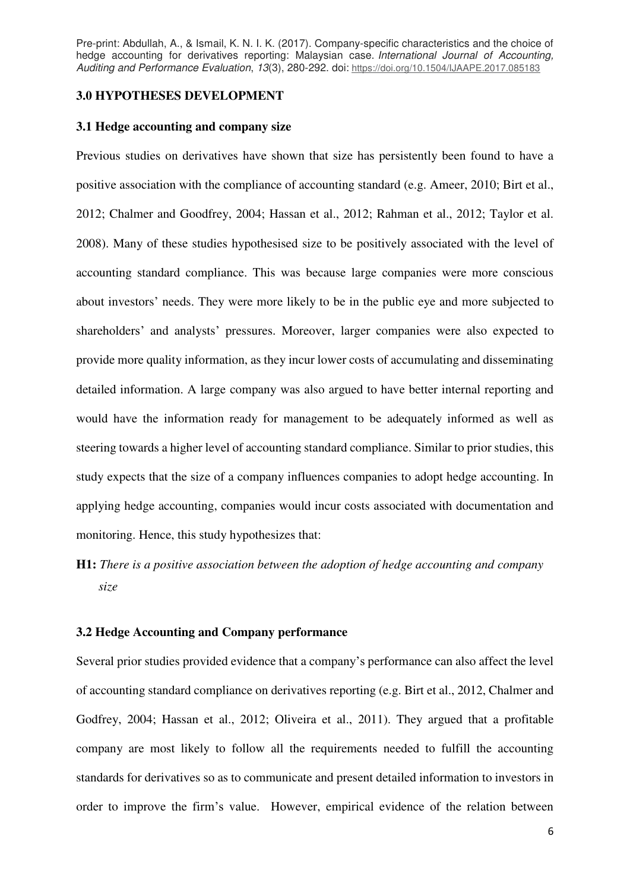### 3.0 HYPOTHESES DEVELOPMENT

#### 3.1 Hedge accounting and company size

Previous studies on derivatives have shown that size has persistently been found to have a positive association with the compliance of accounting standard (e.g. Ameer, 2010; Birt et al., 2012; Chalmer and Goodfrey, 2004; Hassan et al., 2012; Rahman et al., 2012; Taylor et al. 2008). Many of these studies hypothesised size to be positively associated with the level of accounting standard compliance. This was because large companies were more conscious about investors' needs. They were more likely to be in the public eye and more subjected to shareholders' and analysts' pressures. Moreover, larger companies were also expected to provide more quality information, as they incur lower costs of accumulating and disseminating detailed information. A large company was also argued to have better internal reporting and would have the information ready for management to be adequately informed as well as steering towards a higher level of accounting standard compliance. Similar to prior studies, this study expects that the size of a company influences companies to adopt hedge accounting. In applying hedge accounting, companies would incur costs associated with documentation and monitoring. Hence, this study hypothesizes that:

**H1:** *There is a positive association between the adoption of hedge accounting and company size*

#### 3.2 Hedge Accounting and Company performance

Several prior studies provided evidence that a company's performance can also affect the level of accounting standard compliance on derivatives reporting (e.g. Birt et al., 2012, Chalmer and Godfrey, 2004; Hassan et al., 2012; Oliveira et al., 2011). They argued that a profitable company are most likely to follow all the requirements needed to fulfill the accounting standards for derivatives so as to communicate and present detailed information to investors in order to improve the firm's value. However, empirical evidence of the relation between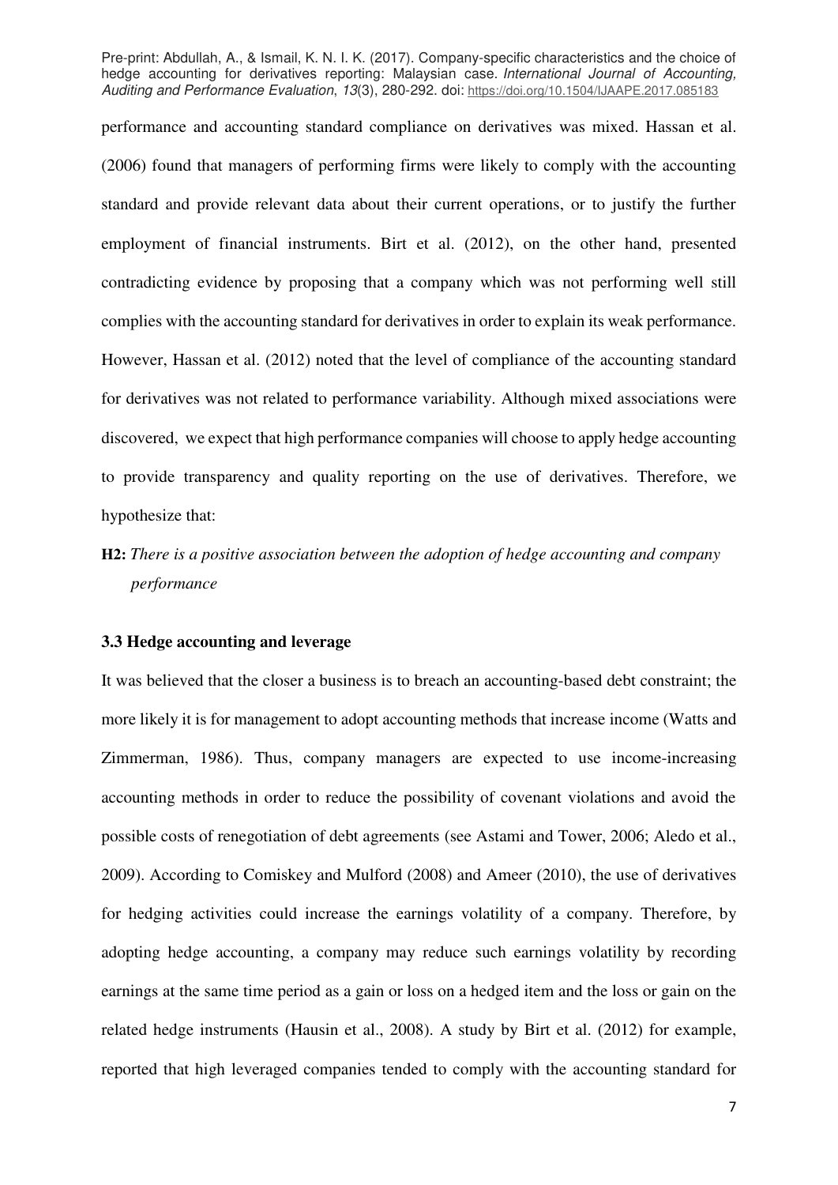performance and accounting standard compliance on derivatives was mixed. Hassan et al. (2006) found that managers of performing firms were likely to comply with the accounting standard and provide relevant data about their current operations, or to justify the further employment of financial instruments. Birt et al. (2012), on the other hand, presented contradicting evidence by proposing that a company which was not performing well still complies with the accounting standard for derivatives in order to explain its weak performance. However, Hassan et al. (2012) noted that the level of compliance of the accounting standard for derivatives was not related to performance variability. Although mixed associations were discovered, we expect that high performance companies will choose to apply hedge accounting to provide transparency and quality reporting on the use of derivatives. Therefore, we hypothesize that:

**H2:** *There is a positive association between the adoption of hedge accounting and company performance*

### 3.3 Hedge accounting and leverage

It was believed that the closer a business is to breach an accounting-based debt constraint; the more likely it is for management to adopt accounting methods that increase income (Watts and Zimmerman, 1986). Thus, company managers are expected to use income-increasing accounting methods in order to reduce the possibility of covenant violations and avoid the possible costs of renegotiation of debt agreements (see Astami and Tower, 2006; Aledo et al., 2009). According to Comiskey and Mulford (2008) and Ameer (2010), the use of derivatives for hedging activities could increase the earnings volatility of a company. Therefore, by adopting hedge accounting, a company may reduce such earnings volatility by recording earnings at the same time period as a gain or loss on a hedged item and the loss or gain on the related hedge instruments (Hausin et al., 2008). A study by Birt et al. (2012) for example, reported that high leveraged companies tended to comply with the accounting standard for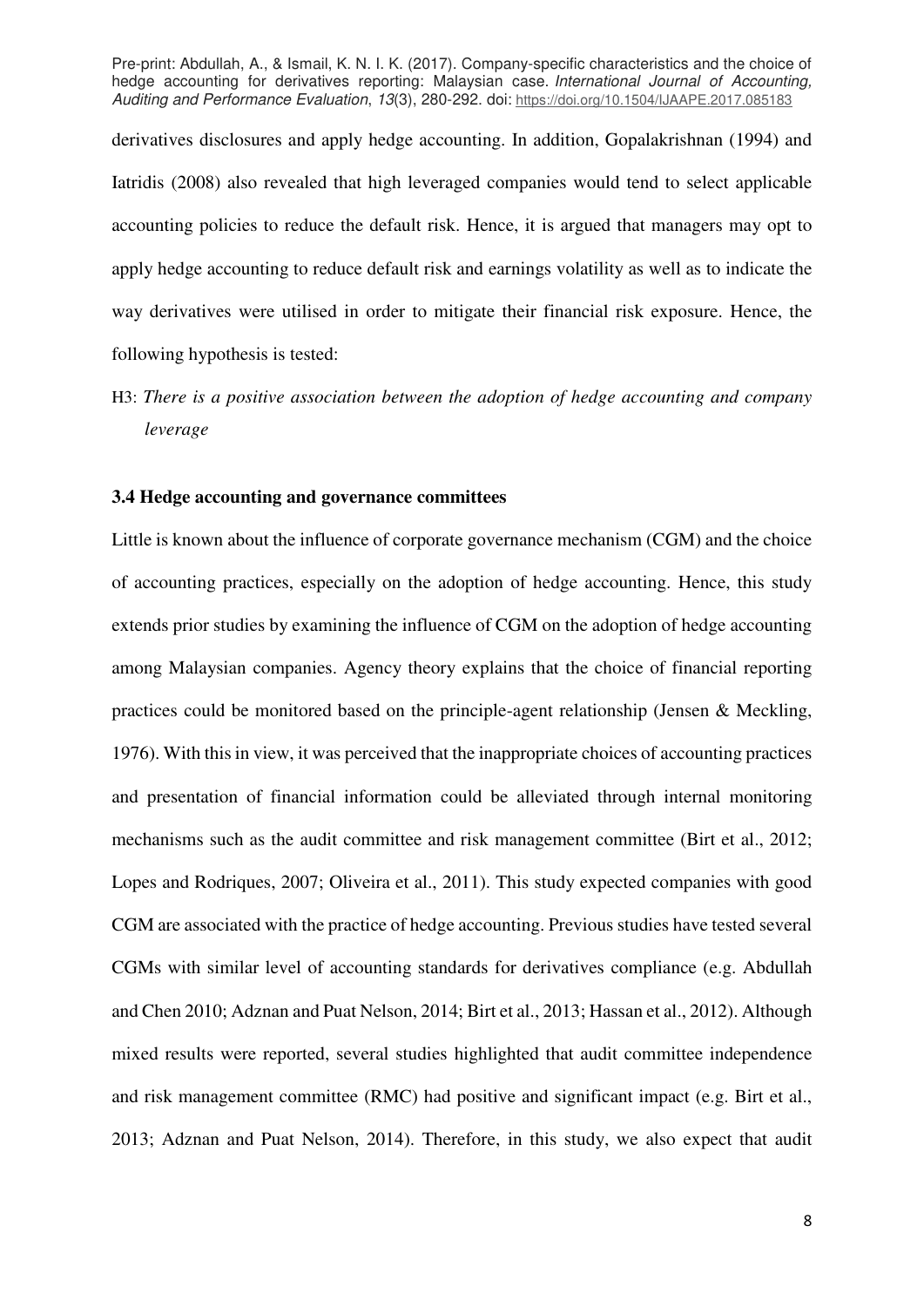derivatives disclosures and apply hedge accounting. In addition, Gopalakrishnan (1994) and Iatridis (2008) also revealed that high leveraged companies would tend to select applicable accounting policies to reduce the default risk. Hence, it is argued that managers may opt to apply hedge accounting to reduce default risk and earnings volatility as well as to indicate the way derivatives were utilised in order to mitigate their financial risk exposure. Hence, the following hypothesis is tested:

H3: *There is a positive association between the adoption of hedge accounting and company leverage*

### 3.4 Hedge accounting and governance committees

Little is known about the influence of corporate governance mechanism (CGM) and the choice of accounting practices, especially on the adoption of hedge accounting. Hence, this study extends prior studies by examining the influence of CGM on the adoption of hedge accounting among Malaysian companies. Agency theory explains that the choice of financial reporting practices could be monitored based on the principle-agent relationship (Jensen & Meckling, 1976). With this in view, it was perceived that the inappropriate choices of accounting practices and presentation of financial information could be alleviated through internal monitoring mechanisms such as the audit committee and risk management committee (Birt et al., 2012; Lopes and Rodriques, 2007; Oliveira et al., 2011). This study expected companies with good CGM are associated with the practice of hedge accounting. Previous studies have tested several CGMs with similar level of accounting standards for derivatives compliance (e.g. Abdullah and Chen 2010; Adznan and Puat Nelson, 2014; Birt et al., 2013; Hassan et al., 2012). Although mixed results were reported, several studies highlighted that audit committee independence and risk management committee (RMC) had positive and significant impact (e.g. Birt et al., 2013; Adznan and Puat Nelson, 2014). Therefore, in this study, we also expect that audit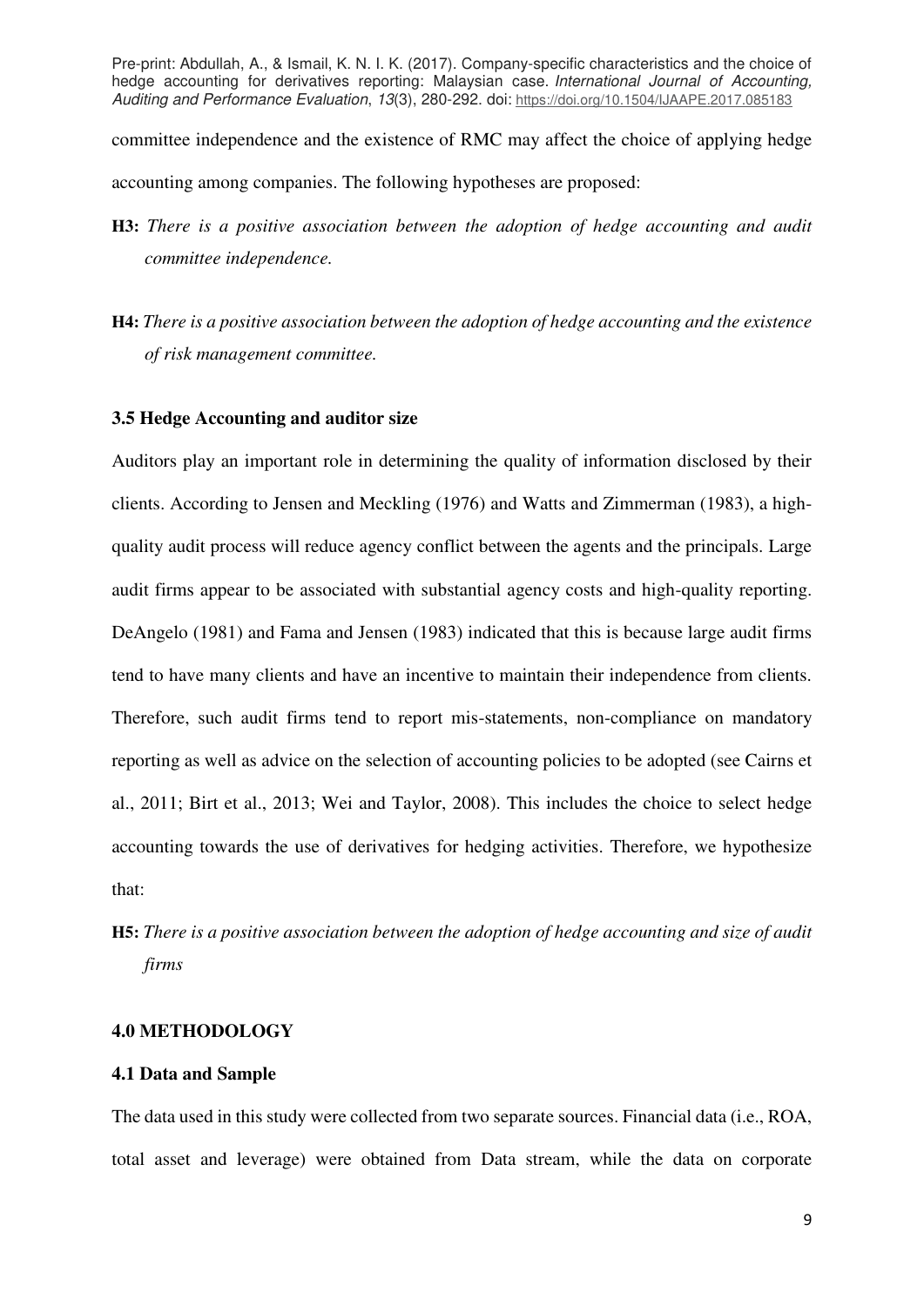committee independence and the existence of RMC may affect the choice of applying hedge accounting among companies. The following hypotheses are proposed:

**H3:** *There is a positive association between the adoption of hedge accounting and audit committee independence.*

**H4:** *There is a positive association between the adoption of hedge accounting and the existence of risk management committee.*

### 3.5 Hedge Accounting and auditor size

Auditors play an important role in determining the quality of information disclosed by their clients. According to Jensen and Meckling (1976) and Watts and Zimmerman (1983), a high-quality audit process will reduce agency conflict between the agents and the principals. Large audit firms appear to be associated with substantial agency costs and high-quality reporting. DeAngelo (1981) and Fama and Jensen (1983) indicated that this is because large audit firms tend to have many clients and have an incentive to maintain their independence from clients. Therefore, such audit firms tend to report mis-statements, non-compliance on mandatory reporting as well as advice on the selection of accounting policies to be adopted (see Cairns et al., 2011; Birt et al., 2013; Wei and Taylor, 2008). This includes the choice to select hedge accounting towards the use of derivatives for hedging activities. Therefore, we hypothesize that:

**H5:** *There is a positive association between the adoption of hedge accounting and size of audit firms*

## 4.0 METHODOLOGY

### 4.1 Data and Sample

The data used in this study were collected from two separate sources. Financial data (i.e., ROA, total asset and leverage) were obtained from Data stream, while the data on corporate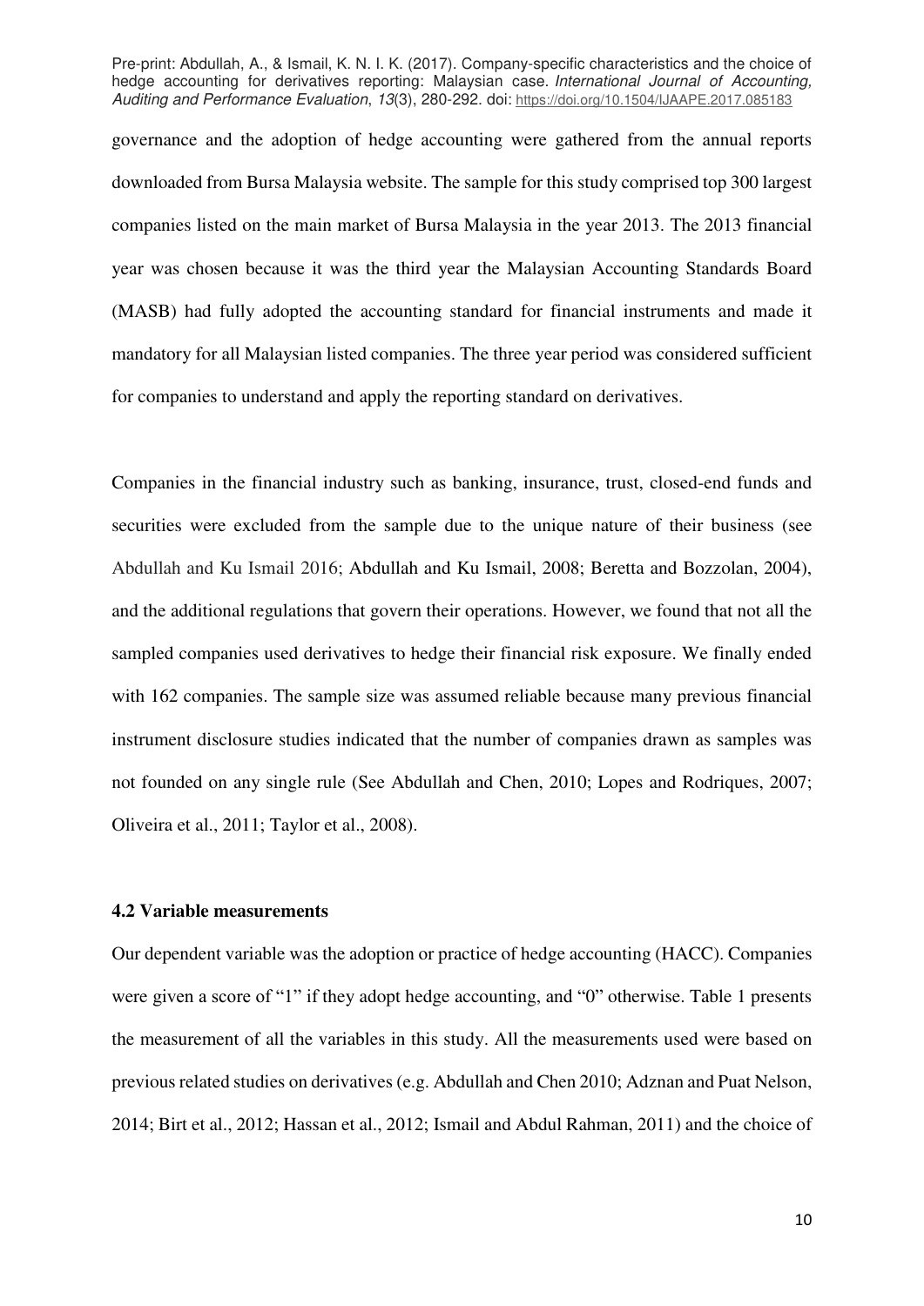governance and the adoption of hedge accounting were gathered from the annual reports downloaded from Bursa Malaysia website. The sample for this study comprised top 300 largest companies listed on the main market of Bursa Malaysia in the year 2013. The 2013 financial year was chosen because it was the third year the Malaysian Accounting Standards Board (MASB) had fully adopted the accounting standard for financial instruments and made it mandatory for all Malaysian listed companies. The three year period was considered sufficient for companies to understand and apply the reporting standard on derivatives.

Companies in the financial industry such as banking, insurance, trust, closed-end funds and securities were excluded from the sample due to the unique nature of their business (see Abdullah and Ku Ismail 2016; Abdullah and Ku Ismail, 2008; Beretta and Bozzolan, 2004), and the additional regulations that govern their operations. However, we found that not all the sampled companies used derivatives to hedge their financial risk exposure. We finally ended with 162 companies. The sample size was assumed reliable because many previous financial instrument disclosure studies indicated that the number of companies drawn as samples was not founded on any single rule (See Abdullah and Chen, 2010; Lopes and Rodriques, 2007; Oliveira et al., 2011; Taylor et al., 2008).

### 4.2 Variable measurements

Our dependent variable was the adoption or practice of hedge accounting (HACC). Companies were given a score of "1" if they adopt hedge accounting, and "0" otherwise. Table 1 presents the measurement of all the variables in this study. All the measurements used were based on previous related studies on derivatives (e.g. Abdullah and Chen 2010; Adznan and Puat Nelson, 2014; Birt et al., 2012; Hassan et al., 2012; Ismail and Abdul Rahman, 2011) and the choice of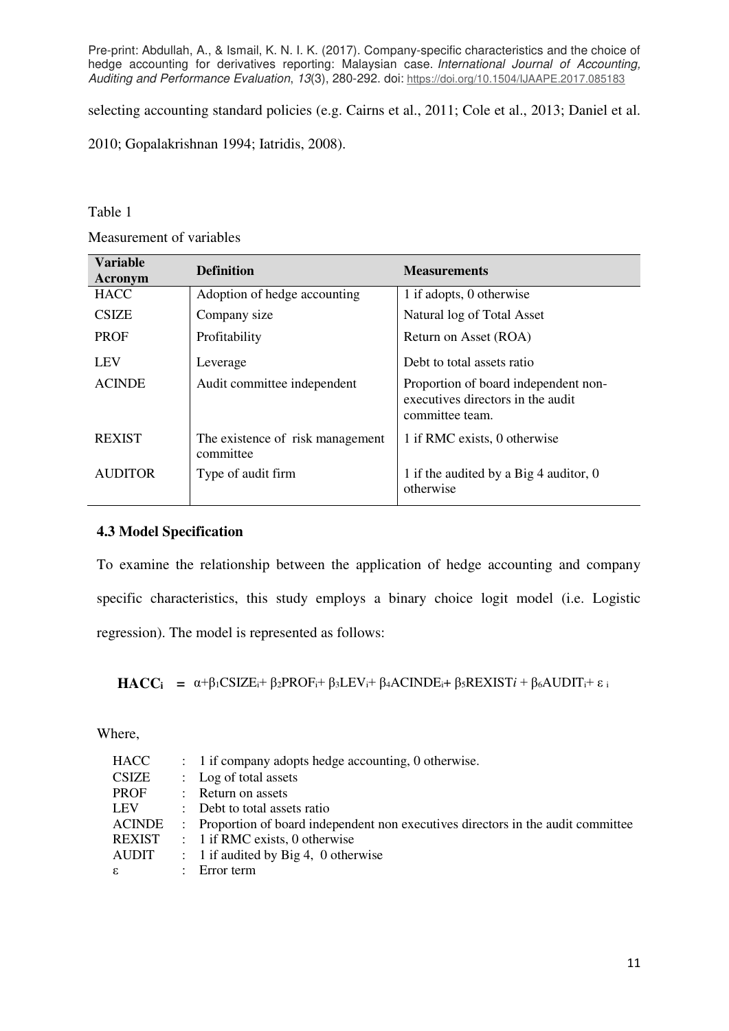selecting accounting standard policies (e.g. Cairns et al., 2011; Cole et al., 2013; Daniel et al. 2010; Gopalakrishnan 1994; Iatridis, 2008).

Table 1

Measurement of variables

| Variable Acronym | Definition | Measurements |
|---|---|---|
| HACC | Adoption of hedge accounting | 1 if adopts, 0 otherwise |
| CSIZE | Company size | Natural log of Total Asset |
| PROF | Profitability | Return on Asset (ROA) |
| LEV | Leverage | Debt to total assets ratio |
| ACINDE | Audit committee independent | Proportion of board independent non-executives directors in the audit committee team. |
| REXIST | The existence of risk management committee | 1 if RMC exists, 0 otherwise |
| AUDITOR | Type of audit firm | 1 if the audited by a Big 4 auditor, 0 otherwise |

### 4.3 Model Specification

To examine the relationship between the application of hedge accounting and company specific characteristics, this study employs a binary choice logit model (i.e. Logistic regression). The model is represented as follows:

$$\mathbf{HACC_i} = \alpha + \beta_1 CSIZE_i + \beta_2 PROF_i + \beta_3 LEV_i + \beta_4 ACINDE_i + \beta_5 REXIST_i + \beta_6 AUDIT_i + \varepsilon_i$$

Where,

| | | |
|---|---|---|
| HACC | : | 1 if company adopts hedge accounting, 0 otherwise. |
| CSIZE | : | Log of total assets |
| PROF | : | Return on assets |
| LEV | : | Debt to total assets ratio |
| ACINDE | : | Proportion of board independent non executives directors in the audit committee |
| REXIST | : | 1 if RMC exists, 0 otherwise |
| AUDIT | : | 1 if audited by Big 4, 0 otherwise |
| $\varepsilon$ | : | Error term |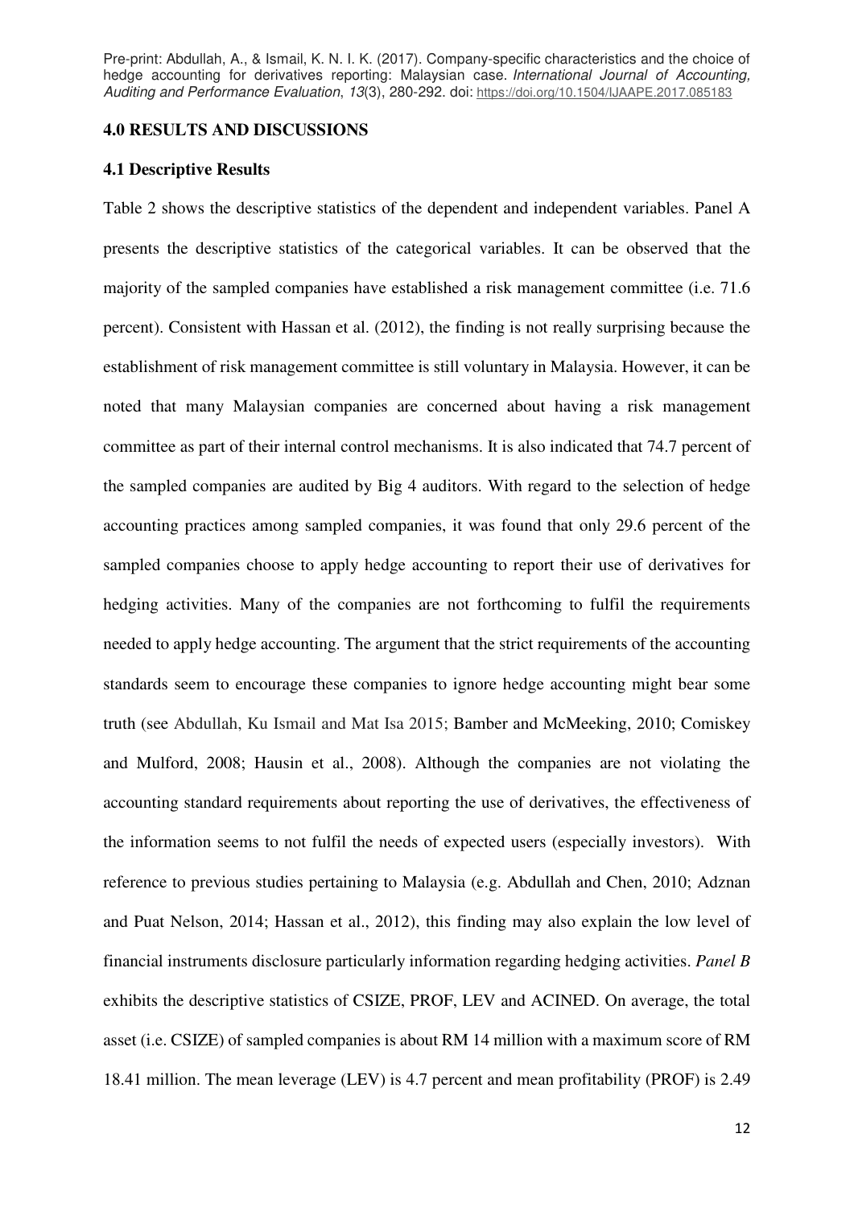## 4.0 RESULTS AND DISCUSSIONS

### 4.1 Descriptive Results

Table 2 shows the descriptive statistics of the dependent and independent variables. Panel A presents the descriptive statistics of the categorical variables. It can be observed that the majority of the sampled companies have established a risk management committee (i.e. 71.6 percent). Consistent with Hassan et al. (2012), the finding is not really surprising because the establishment of risk management committee is still voluntary in Malaysia. However, it can be noted that many Malaysian companies are concerned about having a risk management committee as part of their internal control mechanisms. It is also indicated that 74.7 percent of the sampled companies are audited by Big 4 auditors. With regard to the selection of hedge accounting practices among sampled companies, it was found that only 29.6 percent of the sampled companies choose to apply hedge accounting to report their use of derivatives for hedging activities. Many of the companies are not forthcoming to fulfil the requirements needed to apply hedge accounting. The argument that the strict requirements of the accounting standards seem to encourage these companies to ignore hedge accounting might bear some truth (see Abdullah, Ku Ismail and Mat Isa 2015; Bamber and McMeeking, 2010; Comiskey and Mulford, 2008; Hausin et al., 2008). Although the companies are not violating the accounting standard requirements about reporting the use of derivatives, the effectiveness of the information seems to not fulfil the needs of expected users (especially investors). With reference to previous studies pertaining to Malaysia (e.g. Abdullah and Chen, 2010; Adznan and Puat Nelson, 2014; Hassan et al., 2012), this finding may also explain the low level of financial instruments disclosure particularly information regarding hedging activities. *Panel B* exhibits the descriptive statistics of CSIZE, PROF, LEV and ACINED. On average, the total asset (i.e. CSIZE) of sampled companies is about RM 14 million with a maximum score of RM 18.41 million. The mean leverage (LEV) is 4.7 percent and mean profitability (PROF) is 2.49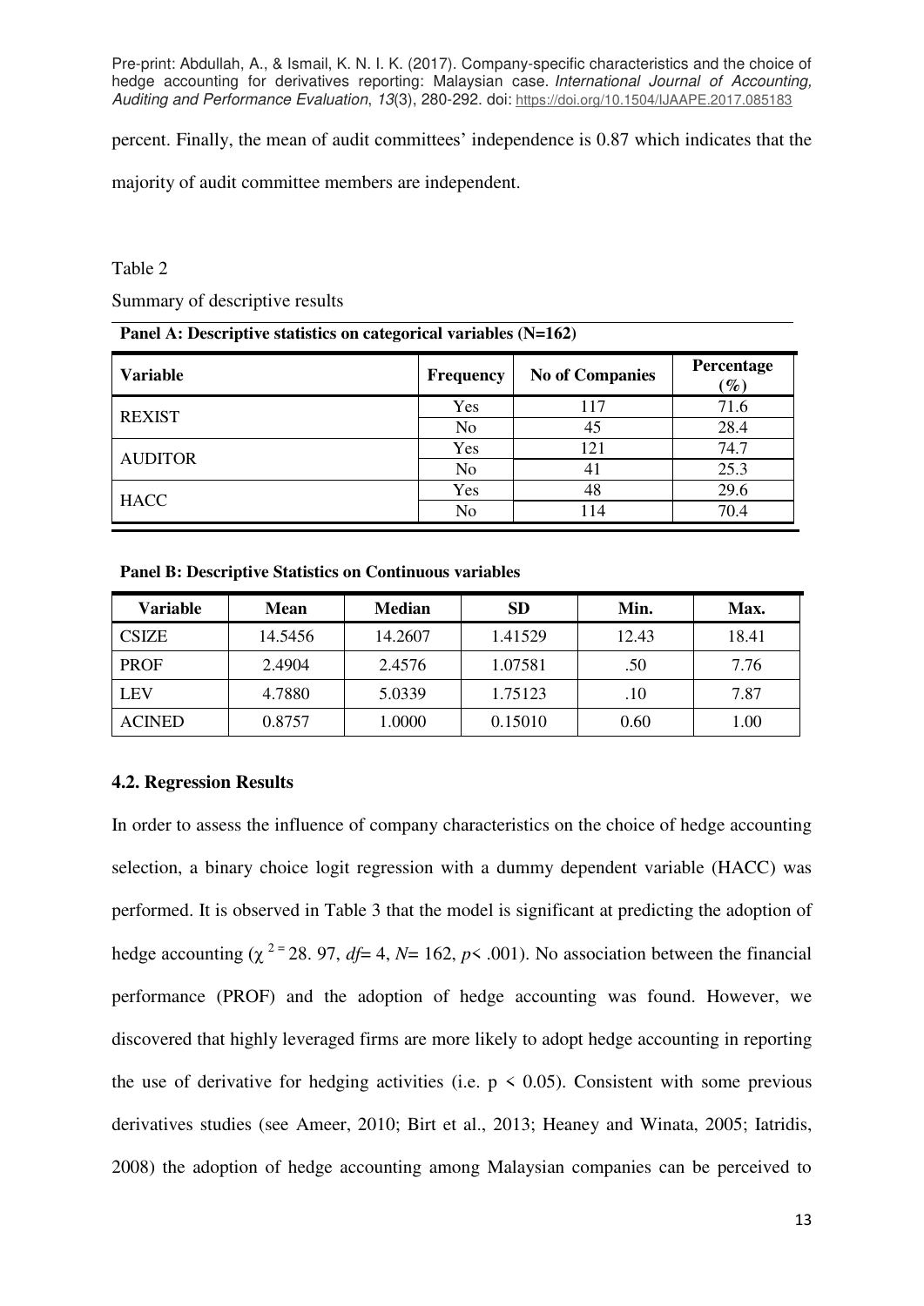percent. Finally, the mean of audit committees' independence is 0.87 which indicates that the majority of audit committee members are independent.

Table 2

Summary of descriptive results

**Panel A: Descriptive statistics on categorical variables (N=162)**

| Variable | Frequency | No of Companies | Percentage (%) |
|---|---|---|---|
| REXIST | Yes | 117 | 71.6 |
| | No | 45 | 28.4 |
| AUDITOR | Yes | 121 | 74.7 |
| | No | 41 | 25.3 |
| HACC | Yes | 48 | 29.6 |
| | No | 114 | 70.4 |

**Panel B: Descriptive Statistics on Continuous variables**

| Variable | Mean | Median | SD | Min. | Max. |
|---|---|---|---|---|---|
| CSIZE | 14.5456 | 14.2607 | 1.41529 | 12.43 | 18.41 |
| PROF | 2.4904 | 2.4576 | 1.07581 | .50 | 7.76 |
| LEV | 4.7880 | 5.0339 | 1.75123 | .10 | 7.87 |
| ACINED | 0.8757 | 1.0000 | 0.15010 | 0.60 | 1.00 |

### 4.2. Regression Results

In order to assess the influence of company characteristics on the choice of hedge accounting selection, a binary choice logit regression with a dummy dependent variable (HACC) was performed. It is observed in Table 3 that the model is significant at predicting the adoption of hedge accounting ($\chi^2 = 28.97$, $df = 4$, $N = 162$, $p < .001$). No association between the financial performance (PROF) and the adoption of hedge accounting was found. However, we discovered that highly leveraged firms are more likely to adopt hedge accounting in reporting the use of derivative for hedging activities (i.e. $p < 0.05$). Consistent with some previous derivatives studies (see Ameer, 2010; Birt et al., 2013; Heaney and Winata, 2005; Iatridis, 2008) the adoption of hedge accounting among Malaysian companies can be perceived to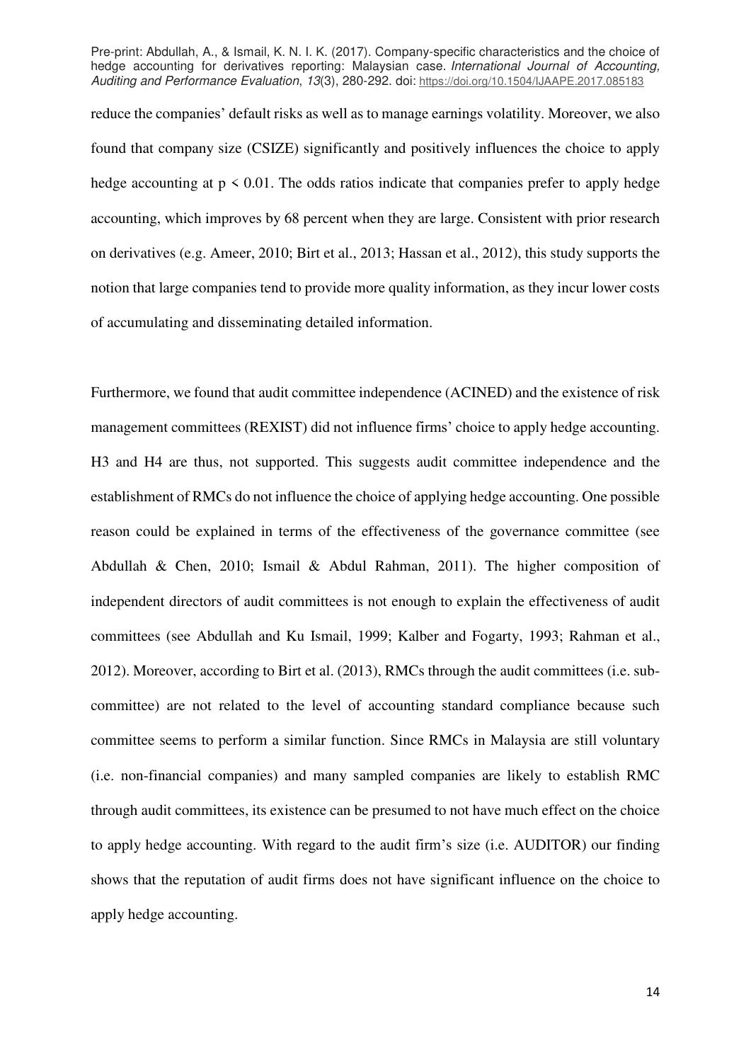reduce the companies' default risks as well as to manage earnings volatility. Moreover, we also found that company size (CSIZE) significantly and positively influences the choice to apply hedge accounting at $p < 0.01$. The odds ratios indicate that companies prefer to apply hedge accounting, which improves by 68 percent when they are large. Consistent with prior research on derivatives (e.g. Ameer, 2010; Birt et al., 2013; Hassan et al., 2012), this study supports the notion that large companies tend to provide more quality information, as they incur lower costs of accumulating and disseminating detailed information.

Furthermore, we found that audit committee independence (ACINED) and the existence of risk management committees (REXIST) did not influence firms' choice to apply hedge accounting. H3 and H4 are thus, not supported. This suggests audit committee independence and the establishment of RMCs do not influence the choice of applying hedge accounting. One possible reason could be explained in terms of the effectiveness of the governance committee (see Abdullah & Chen, 2010; Ismail & Abdul Rahman, 2011). The higher composition of independent directors of audit committees is not enough to explain the effectiveness of audit committees (see Abdullah and Ku Ismail, 1999; Kalber and Fogarty, 1993; Rahman et al., 2012). Moreover, according to Birt et al. (2013), RMCs through the audit committees (i.e. sub-committee) are not related to the level of accounting standard compliance because such committee seems to perform a similar function. Since RMCs in Malaysia are still voluntary (i.e. non-financial companies) and many sampled companies are likely to establish RMC through audit committees, its existence can be presumed to not have much effect on the choice to apply hedge accounting. With regard to the audit firm's size (i.e. AUDITOR) our finding shows that the reputation of audit firms does not have significant influence on the choice to apply hedge accounting.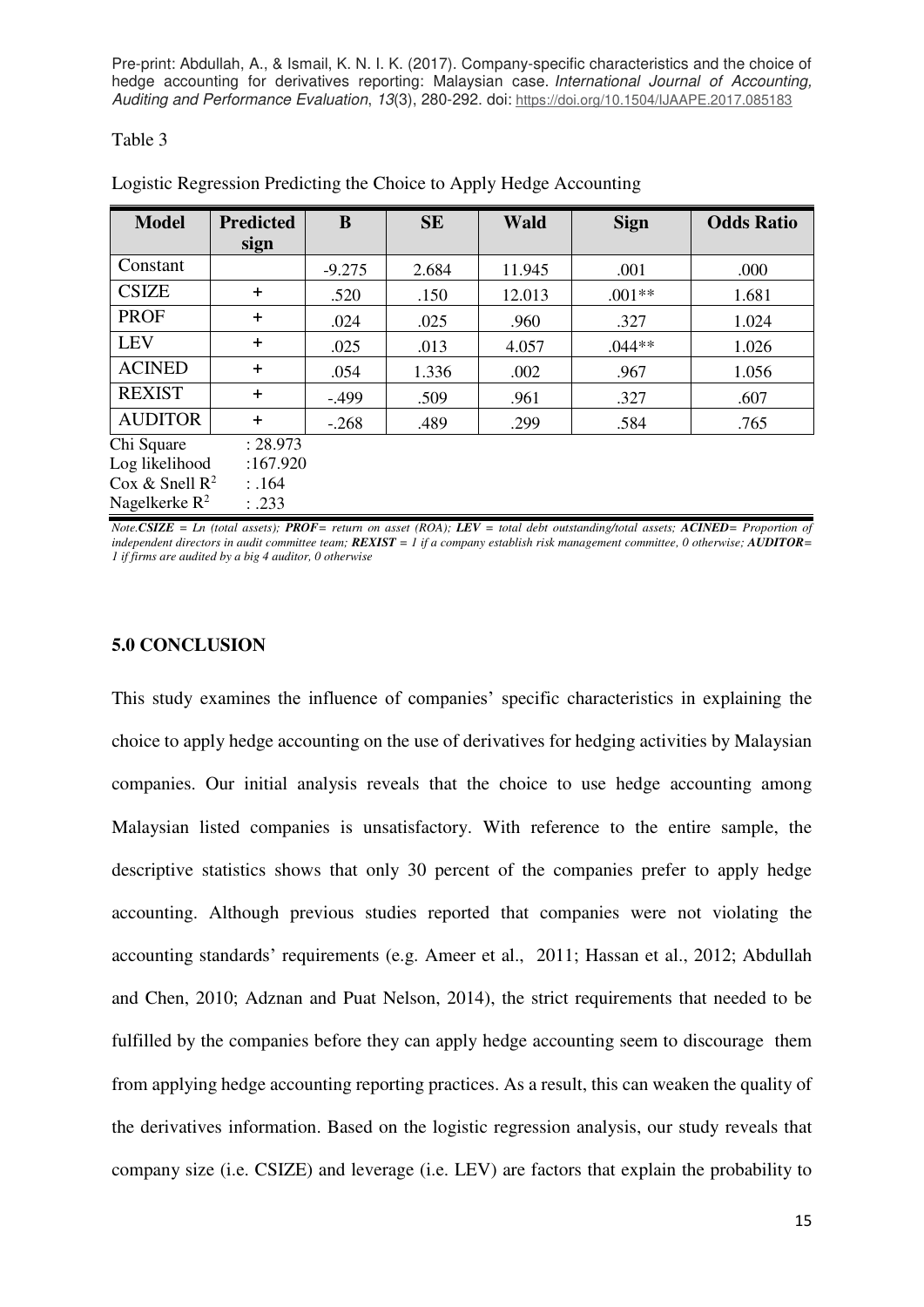Table 3

Logistic Regression Predicting the Choice to Apply Hedge Accounting

| Model | Predicted sign | B | SE | Wald | Sign | Odds Ratio |
|---|---|---|---|---|---|---|
| Constant | | -9.275 | 2.684 | 11.945 | .001 | .000 |
| CSIZE | + | .520 | .150 | 12.013 | .001** | 1.681 |
| PROF | + | .024 | .025 | .960 | .327 | 1.024 |
| LEV | + | .025 | .013 | 4.057 | .044** | 1.026 |
| ACINED | + | .054 | 1.336 | .002 | .967 | 1.056 |
| REXIST | + | -.499 | .509 | .961 | .327 | .607 |
| AUDITOR | + | -.268 | .489 | .299 | .584 | .765 |
| Chi Square | : 28.973 | | | | | |
| Log likelihood | :167.920 | | | | | |
| Cox & Snell $R^2$ | : .164 | | | | | |
| Nagelkerke $R^2$ | : .233 | | | | | |

*Note.* ***CSIZE*** *= Ln (total assets);* ***PROF*** *= return on asset (ROA);* ***LEV*** *= total debt outstanding/total assets;* ***ACINED*** *= Proportion of independent directors in audit committee team;* ***REXIST*** *= 1 if a company establish risk management committee, 0 otherwise;* ***AUDITOR*** *= 1 if firms are audited by a big 4 auditor, 0 otherwise*

## 5.0 CONCLUSION

This study examines the influence of companies' specific characteristics in explaining the choice to apply hedge accounting on the use of derivatives for hedging activities by Malaysian companies. Our initial analysis reveals that the choice to use hedge accounting among Malaysian listed companies is unsatisfactory. With reference to the entire sample, the descriptive statistics shows that only 30 percent of the companies prefer to apply hedge accounting. Although previous studies reported that companies were not violating the accounting standards' requirements (e.g. Ameer et al., 2011; Hassan et al., 2012; Abdullah and Chen, 2010; Adznan and Puat Nelson, 2014), the strict requirements that needed to be fulfilled by the companies before they can apply hedge accounting seem to discourage them from applying hedge accounting reporting practices. As a result, this can weaken the quality of the derivatives information. Based on the logistic regression analysis, our study reveals that company size (i.e. CSIZE) and leverage (i.e. LEV) are factors that explain the probability to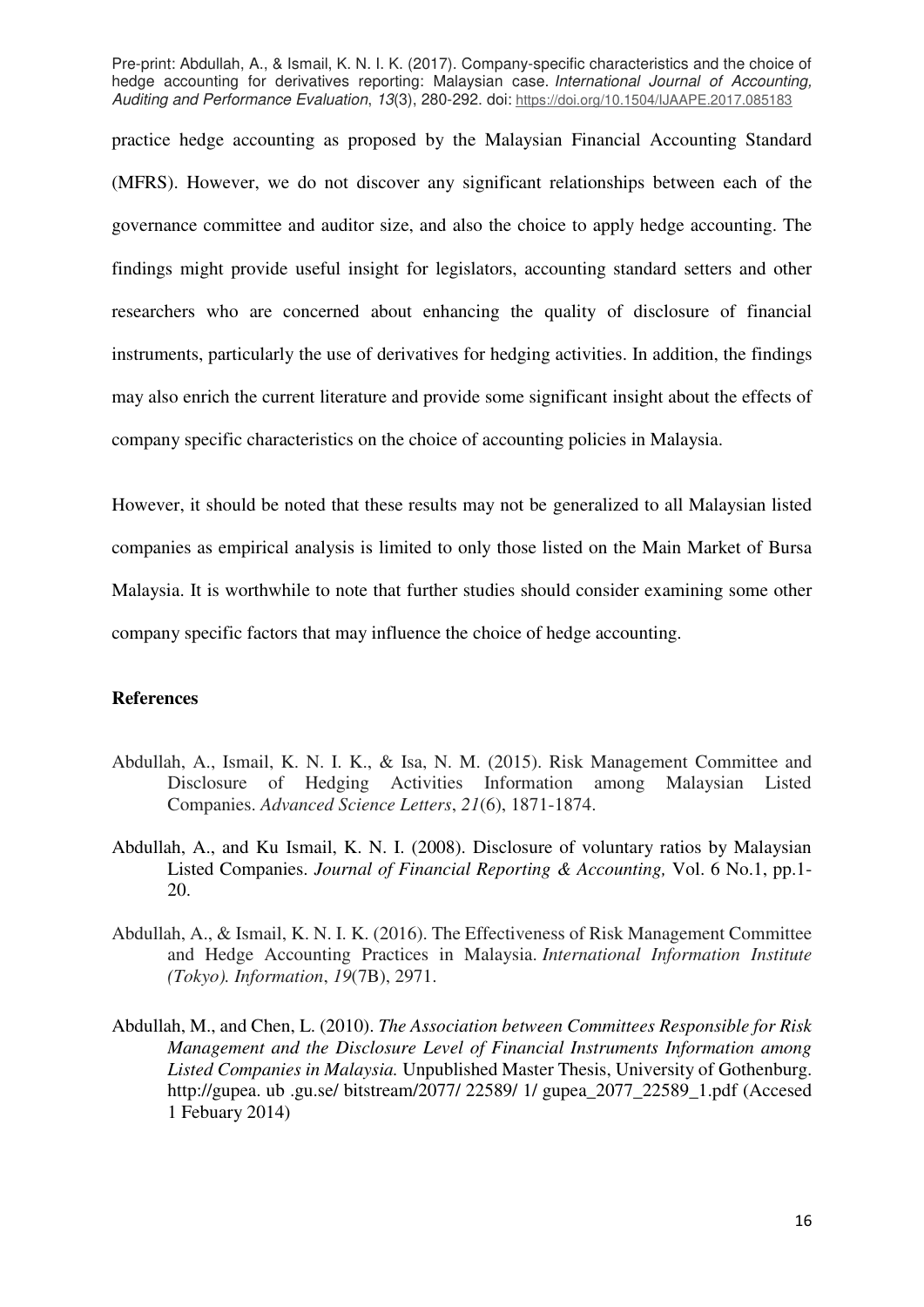practice hedge accounting as proposed by the Malaysian Financial Accounting Standard (MFRS). However, we do not discover any significant relationships between each of the governance committee and auditor size, and also the choice to apply hedge accounting. The findings might provide useful insight for legislators, accounting standard setters and other researchers who are concerned about enhancing the quality of disclosure of financial instruments, particularly the use of derivatives for hedging activities. In addition, the findings may also enrich the current literature and provide some significant insight about the effects of company specific characteristics on the choice of accounting policies in Malaysia.

However, it should be noted that these results may not be generalized to all Malaysian listed companies as empirical analysis is limited to only those listed on the Main Market of Bursa Malaysia. It is worthwhile to note that further studies should consider examining some other company specific factors that may influence the choice of hedge accounting.

**References**

Abdullah, A., Ismail, K. N. I. K., & Isa, N. M. (2015). Risk Management Committee and Disclosure of Hedging Activities Information among Malaysian Listed Companies. *Advanced Science Letters*, *21*(6), 1871-1874.

Abdullah, A., and Ku Ismail, K. N. I. (2008). Disclosure of voluntary ratios by Malaysian Listed Companies. *Journal of Financial Reporting & Accounting,* Vol. 6 No.1, pp.1-20.

Abdullah, A., & Ismail, K. N. I. K. (2016). The Effectiveness of Risk Management Committee and Hedge Accounting Practices in Malaysia. *International Information Institute (Tokyo). Information*, *19*(7B), 2971.

Abdullah, M., and Chen, L. (2010). *The Association between Committees Responsible for Risk Management and the Disclosure Level of Financial Instruments Information among Listed Companies in Malaysia.* Unpublished Master Thesis, University of Gothenburg. http://gupea. ub .gu.se/ bitstream/2077/ 22589/ 1/ gupea_2077_22589_1.pdf (Accesed 1 Febuary 2014)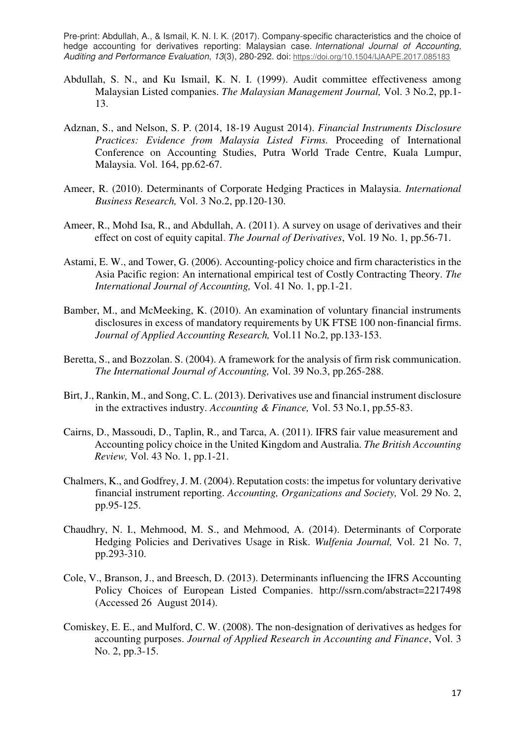Abdullah, S. N., and Ku Ismail, K. N. I. (1999). Audit committee effectiveness among Malaysian Listed companies. *The Malaysian Management Journal,* Vol. 3 No.2, pp.1-13.

Adznan, S., and Nelson, S. P. (2014, 18-19 August 2014). *Financial Instruments Disclosure Practices: Evidence from Malaysia Listed Firms.* Proceeding of International Conference on Accounting Studies, Putra World Trade Centre, Kuala Lumpur, Malaysia. Vol. 164, pp.62-67.

Ameer, R. (2010). Determinants of Corporate Hedging Practices in Malaysia. *International Business Research,* Vol. 3 No.2, pp.120-130.

Ameer, R., Mohd Isa, R., and Abdullah, A. (2011). A survey on usage of derivatives and their effect on cost of equity capital. *The Journal of Derivatives*, Vol. 19 No. 1, pp.56-71.

Astami, E. W., and Tower, G. (2006). Accounting-policy choice and firm characteristics in the Asia Pacific region: An international empirical test of Costly Contracting Theory. *The International Journal of Accounting,* Vol. 41 No. 1, pp.1-21.

Bamber, M., and McMeeking, K. (2010). An examination of voluntary financial instruments disclosures in excess of mandatory requirements by UK FTSE 100 non-financial firms. *Journal of Applied Accounting Research,* Vol.11 No.2, pp.133-153.

Beretta, S., and Bozzolan. S. (2004). A framework for the analysis of firm risk communication. *The International Journal of Accounting,* Vol. 39 No.3, pp.265-288.

Birt, J., Rankin, M., and Song, C. L. (2013). Derivatives use and financial instrument disclosure in the extractives industry. *Accounting & Finance,* Vol. 53 No.1, pp.55-83.

Cairns, D., Massoudi, D., Taplin, R., and Tarca, A. (2011). IFRS fair value measurement and Accounting policy choice in the United Kingdom and Australia. *The British Accounting Review,* Vol. 43 No. 1, pp.1-21.

Chalmers, K., and Godfrey, J. M. (2004). Reputation costs: the impetus for voluntary derivative financial instrument reporting. *Accounting, Organizations and Society,* Vol. 29 No. 2, pp.95-125.

Chaudhry, N. I., Mehmood, M. S., and Mehmood, A. (2014). Determinants of Corporate Hedging Policies and Derivatives Usage in Risk. *Wulfenia Journal,* Vol. 21 No. 7, pp.293-310.

Cole, V., Branson, J., and Breesch, D. (2013). Determinants influencing the IFRS Accounting Policy Choices of European Listed Companies. http://ssrn.com/abstract=2217498 (Accessed 26 August 2014).

Comiskey, E. E., and Mulford, C. W. (2008). The non-designation of derivatives as hedges for accounting purposes. *Journal of Applied Research in Accounting and Finance*, Vol. 3 No. 2, pp.3-15.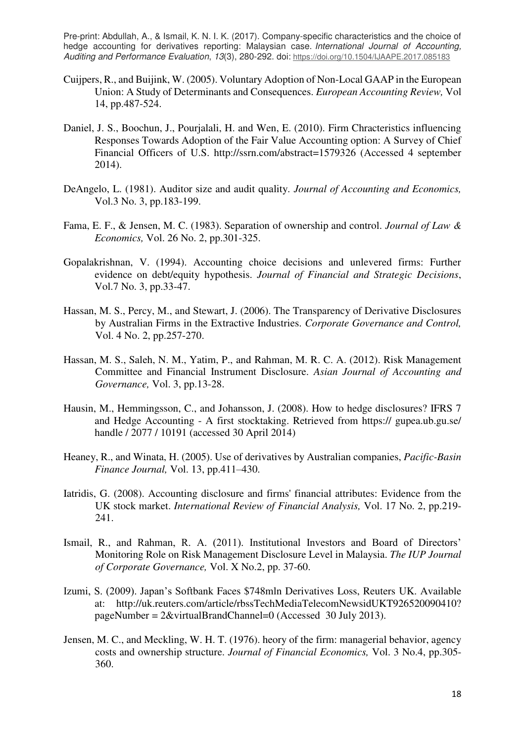Cuijpers, R., and Buijink, W. (2005). Voluntary Adoption of Non-Local GAAP in the European Union: A Study of Determinants and Consequences. *European Accounting Review,* Vol 14, pp.487-524.

Daniel, J. S., Boochun, J., Pourjalali, H. and Wen, E. (2010). Firm Chracteristics influencing Responses Towards Adoption of the Fair Value Accounting option: A Survey of Chief Financial Officers of U.S. http://ssrn.com/abstract=1579326 (Accessed 4 september 2014).

DeAngelo, L. (1981). Auditor size and audit quality. *Journal of Accounting and Economics,* Vol.3 No. 3, pp.183-199.

Fama, E. F., & Jensen, M. C. (1983). Separation of ownership and control. *Journal of Law & Economics,* Vol. 26 No. 2, pp.301-325.

Gopalakrishnan, V. (1994). Accounting choice decisions and unlevered firms: Further evidence on debt/equity hypothesis. *Journal of Financial and Strategic Decisions*, Vol.7 No. 3, pp.33-47.

Hassan, M. S., Percy, M., and Stewart, J. (2006). The Transparency of Derivative Disclosures by Australian Firms in the Extractive Industries. *Corporate Governance and Control,* Vol. 4 No. 2, pp.257-270.

Hassan, M. S., Saleh, N. M., Yatim, P., and Rahman, M. R. C. A. (2012). Risk Management Committee and Financial Instrument Disclosure. *Asian Journal of Accounting and Governance,* Vol. 3, pp.13-28.

Hausin, M., Hemmingsson, C., and Johansson, J. (2008). How to hedge disclosures? IFRS 7 and Hedge Accounting - A first stocktaking. Retrieved from https:// gupea.ub.gu.se/ handle / 2077 / 10191 (accessed 30 April 2014)

Heaney, R., and Winata, H. (2005). Use of derivatives by Australian companies, *Pacific-Basin Finance Journal,* Vol. 13, pp.411–430.

Iatridis, G. (2008). Accounting disclosure and firms' financial attributes: Evidence from the UK stock market. *International Review of Financial Analysis,* Vol. 17 No. 2, pp.219-241.

Ismail, R., and Rahman, R. A. (2011). Institutional Investors and Board of Directors' Monitoring Role on Risk Management Disclosure Level in Malaysia. *The IUP Journal of Corporate Governance,* Vol. X No.2, pp. 37-60.

Izumi, S. (2009). Japan's Softbank Faces $748mln Derivatives Loss, Reuters UK. Available at: http://uk.reuters.com/article/rbssTechMediaTelecomNewsidUKT926520090410?pageNumber = 2&virtualBrandChannel=0 (Accessed 30 July 2013).

Jensen, M. C., and Meckling, W. H. T. (1976). heory of the firm: managerial behavior, agency costs and ownership structure. *Journal of Financial Economics,* Vol. 3 No.4, pp.305-360.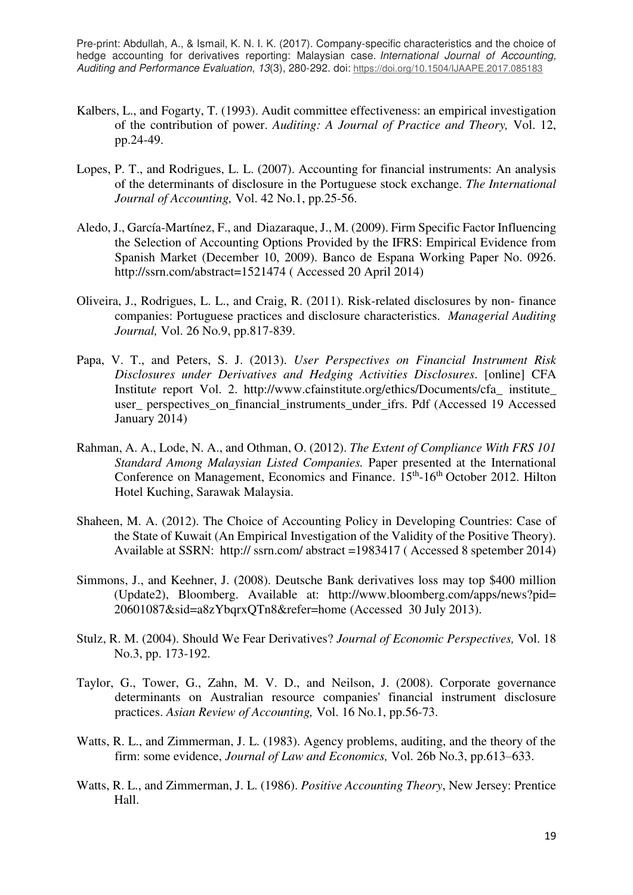Kalbers, L., and Fogarty, T. (1993). Audit committee effectiveness: an empirical investigation of the contribution of power. *Auditing: A Journal of Practice and Theory,* Vol. 12, pp.24-49.

Lopes, P. T., and Rodrigues, L. L. (2007). Accounting for financial instruments: An analysis of the determinants of disclosure in the Portuguese stock exchange. *The International Journal of Accounting,* Vol. 42 No.1, pp.25-56.

Aledo, J., García-Martínez, F., and Diazaraque, J., M. (2009). Firm Specific Factor Influencing the Selection of Accounting Options Provided by the IFRS: Empirical Evidence from Spanish Market (December 10, 2009). Banco de Espana Working Paper No. 0926. http://ssrn.com/abstract=1521474 ( Accessed 20 April 2014)

Oliveira, J., Rodrigues, L. L., and Craig, R. (2011). Risk-related disclosures by non- finance companies: Portuguese practices and disclosure characteristics. *Managerial Auditing Journal,* Vol. 26 No.9, pp.817-839.

Papa, V. T., and Peters, S. J. (2013). *User Perspectives on Financial Instrument Risk Disclosures under Derivatives and Hedging Activities Disclosures*. [online] CFA Institute report Vol. 2. http://www.cfainstitute.org/ethics/Documents/cfa_ institute_ user_ perspectives_on_financial_instruments_under_ifrs. Pdf (Accessed 19 Accessed January 2014)

Rahman, A. A., Lode, N. A., and Othman, O. (2012). *The Extent of Compliance With FRS 101 Standard Among Malaysian Listed Companies.* Paper presented at the International Conference on Management, Economics and Finance. 15th-16th October 2012. Hilton Hotel Kuching, Sarawak Malaysia.

Shaheen, M. A. (2012). The Choice of Accounting Policy in Developing Countries: Case of the State of Kuwait (An Empirical Investigation of the Validity of the Positive Theory). Available at SSRN: http:// ssrn.com/ abstract =1983417 ( Accessed 8 spetember 2014)

Simmons, J., and Keehner, J. (2008). Deutsche Bank derivatives loss may top $400 million (Update2), Bloomberg. Available at: http://www.bloomberg.com/apps/news?pid= 20601087&sid=a8zYbqrxQTn8&refer=home (Accessed 30 July 2013).

Stulz, R. M. (2004). Should We Fear Derivatives? *Journal of Economic Perspectives,* Vol. 18 No.3, pp. 173-192.

Taylor, G., Tower, G., Zahn, M. V. D., and Neilson, J. (2008). Corporate governance determinants on Australian resource companies' financial instrument disclosure practices. *Asian Review of Accounting,* Vol. 16 No.1, pp.56-73.

Watts, R. L., and Zimmerman, J. L. (1983). Agency problems, auditing, and the theory of the firm: some evidence, *Journal of Law and Economics,* Vol. 26b No.3, pp.613–633.

Watts, R. L., and Zimmerman, J. L. (1986). *Positive Accounting Theory*, New Jersey: Prentice Hall.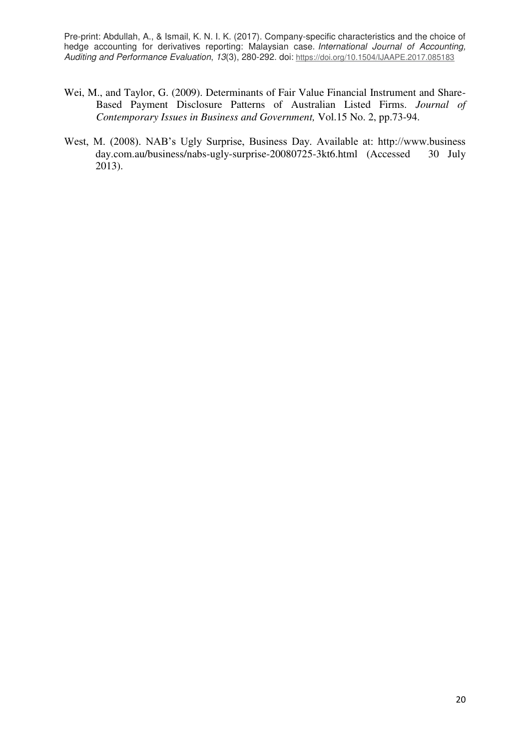Wei, M., and Taylor, G. (2009). Determinants of Fair Value Financial Instrument and Share-Based Payment Disclosure Patterns of Australian Listed Firms. *Journal of Contemporary Issues in Business and Government,* Vol.15 No. 2, pp.73-94.

West, M. (2008). NAB's Ugly Surprise, Business Day. Available at: http://www.business day.com.au/business/nabs-ugly-surprise-20080725-3kt6.html (Accessed 30 July 2013).